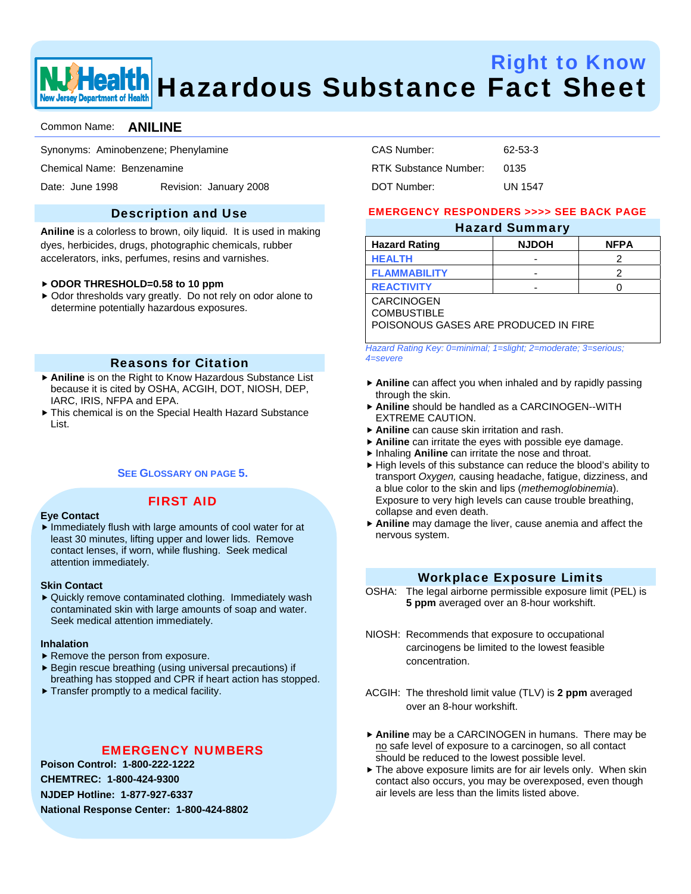# Right to Know
# Hazardous Substance Fact Sheet

Common Name: **ANILINE**

Synonyms: Aminobenzene; Phenylamine

Chemical Name: Benzenamine

Date: June 1998 Revision: January 2008

CAS Number: 62-53-3

RTK Substance Number: 0135

DOT Number: UN 1547

## Description and Use

**Aniline** is a colorless to brown, oily liquid. It is used in making dyes, herbicides, drugs, photographic chemicals, rubber accelerators, inks, perfumes, resins and varnishes.

- **ODOR THRESHOLD=0.58 to 10 ppm**
- Odor thresholds vary greatly. Do not rely on odor alone to determine potentially hazardous exposures.

## Reasons for Citation

- **Aniline** is on the Right to Know Hazardous Substance List because it is cited by OSHA, ACGIH, DOT, NIOSH, DEP, IARC, IRIS, NFPA and EPA.
- This chemical is on the Special Health Hazard Substance List.

SEE GLOSSARY ON PAGE 5.

## FIRST AID

**Eye Contact**

- Immediately flush with large amounts of cool water for at least 30 minutes, lifting upper and lower lids. Remove contact lenses, if worn, while flushing. Seek medical attention immediately.

**Skin Contact**

- Quickly remove contaminated clothing. Immediately wash contaminated skin with large amounts of soap and water. Seek medical attention immediately.

**Inhalation**

- Remove the person from exposure.
- Begin rescue breathing (using universal precautions) if breathing has stopped and CPR if heart action has stopped.
- Transfer promptly to a medical facility.

## EMERGENCY NUMBERS

**Poison Control: 1-800-222-1222**

**CHEMTREC: 1-800-424-9300**

**NJDEP Hotline: 1-877-927-6337**

**National Response Center: 1-800-424-8802**

EMERGENCY RESPONDERS >>>> SEE BACK PAGE

## Hazard Summary

| Hazard Rating | NJDOH | NFPA |
|---|---|---|
| HEALTH | - | 2 |
| FLAMMABILITY | - | 2 |
| REACTIVITY | - | 0 |
| CARCINOGEN<br>COMBUSTIBLE<br>POISONOUS GASES ARE PRODUCED IN FIRE | | |

*Hazard Rating Key: 0=minimal; 1=slight; 2=moderate; 3=serious; 4=severe*

- **Aniline** can affect you when inhaled and by rapidly passing through the skin.
- **Aniline** should be handled as a CARCINOGEN--WITH EXTREME CAUTION.
- **Aniline** can cause skin irritation and rash.
- **Aniline** can irritate the eyes with possible eye damage.
- Inhaling **Aniline** can irritate the nose and throat.
- High levels of this substance can reduce the blood's ability to transport *Oxygen,* causing headache, fatigue, dizziness, and a blue color to the skin and lips (*methemoglobinemia*). Exposure to very high levels can cause trouble breathing, collapse and even death.
- **Aniline** may damage the liver, cause anemia and affect the nervous system.

## Workplace Exposure Limits

OSHA: The legal airborne permissible exposure limit (PEL) is **5 ppm** averaged over an 8-hour workshift.

NIOSH: Recommends that exposure to occupational carcinogens be limited to the lowest feasible concentration.

ACGIH: The threshold limit value (TLV) is **2 ppm** averaged over an 8-hour workshift.

- **Aniline** may be a CARCINOGEN in humans. There may be no safe level of exposure to a carcinogen, so all contact should be reduced to the lowest possible level.
- The above exposure limits are for air levels only. When skin contact also occurs, you may be overexposed, even though air levels are less than the limits listed above.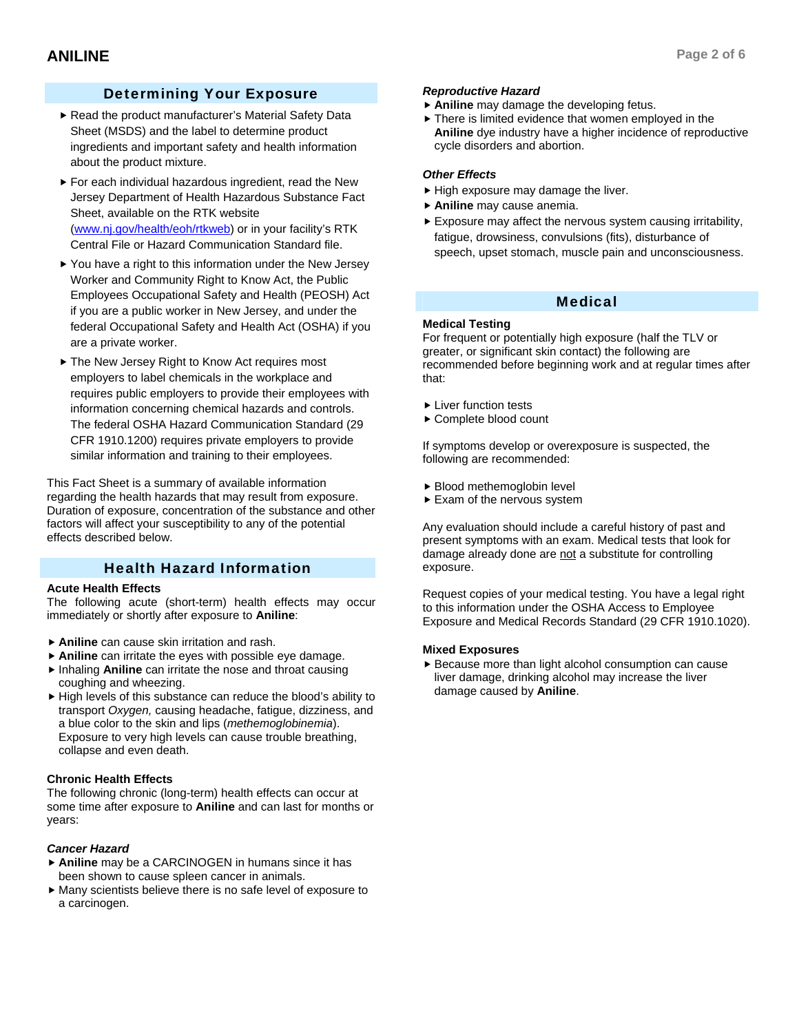## Determining Your Exposure

- Read the product manufacturer's Material Safety Data Sheet (MSDS) and the label to determine product ingredients and important safety and health information about the product mixture.
- For each individual hazardous ingredient, read the New Jersey Department of Health Hazardous Substance Fact Sheet, available on the RTK website ([www.nj.gov/health/eoh/rtkweb](www.nj.gov/health/eoh/rtkweb)) or in your facility's RTK Central File or Hazard Communication Standard file.
- You have a right to this information under the New Jersey Worker and Community Right to Know Act, the Public Employees Occupational Safety and Health (PEOSH) Act if you are a public worker in New Jersey, and under the federal Occupational Safety and Health Act (OSHA) if you are a private worker.
- The New Jersey Right to Know Act requires most employers to label chemicals in the workplace and requires public employers to provide their employees with information concerning chemical hazards and controls. The federal OSHA Hazard Communication Standard (29 CFR 1910.1200) requires private employers to provide similar information and training to their employees.

This Fact Sheet is a summary of available information regarding the health hazards that may result from exposure. Duration of exposure, concentration of the substance and other factors will affect your susceptibility to any of the potential effects described below.

## Health Hazard Information

**Acute Health Effects**

The following acute (short-term) health effects may occur immediately or shortly after exposure to **Aniline**:

- **Aniline** can cause skin irritation and rash.
- **Aniline** can irritate the eyes with possible eye damage.
- Inhaling **Aniline** can irritate the nose and throat causing coughing and wheezing.
- High levels of this substance can reduce the blood's ability to transport *Oxygen,* causing headache, fatigue, dizziness, and a blue color to the skin and lips (*methemoglobinemia*). Exposure to very high levels can cause trouble breathing, collapse and even death.

**Chronic Health Effects**

The following chronic (long-term) health effects can occur at some time after exposure to **Aniline** and can last for months or years:

***Cancer Hazard***

- **Aniline** may be a CARCINOGEN in humans since it has been shown to cause spleen cancer in animals.
- Many scientists believe there is no safe level of exposure to a carcinogen.

***Reproductive Hazard***

- **Aniline** may damage the developing fetus.
- There is limited evidence that women employed in the **Aniline** dye industry have a higher incidence of reproductive cycle disorders and abortion.

***Other Effects***

- High exposure may damage the liver.
- **Aniline** may cause anemia.
- Exposure may affect the nervous system causing irritability, fatigue, drowsiness, convulsions (fits), disturbance of speech, upset stomach, muscle pain and unconsciousness.

## Medical

**Medical Testing**

For frequent or potentially high exposure (half the TLV or greater, or significant skin contact) the following are recommended before beginning work and at regular times after that:

- Liver function tests
- Complete blood count

If symptoms develop or overexposure is suspected, the following are recommended:

- Blood methemoglobin level
- Exam of the nervous system

Any evaluation should include a careful history of past and present symptoms with an exam. Medical tests that look for damage already done are <u>not</u> a substitute for controlling exposure.

Request copies of your medical testing. You have a legal right to this information under the OSHA Access to Employee Exposure and Medical Records Standard (29 CFR 1910.1020).

**Mixed Exposures**

- Because more than light alcohol consumption can cause liver damage, drinking alcohol may increase the liver damage caused by **Aniline**.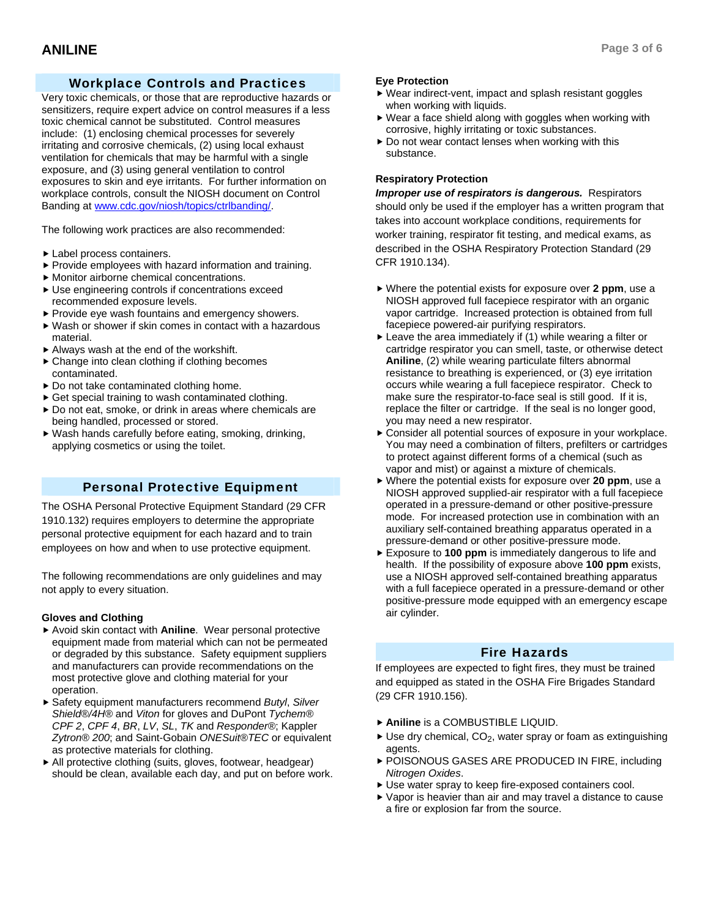## Workplace Controls and Practices

Very toxic chemicals, or those that are reproductive hazards or sensitizers, require expert advice on control measures if a less toxic chemical cannot be substituted. Control measures include: (1) enclosing chemical processes for severely irritating and corrosive chemicals, (2) using local exhaust ventilation for chemicals that may be harmful with a single exposure, and (3) using general ventilation to control exposures to skin and eye irritants. For further information on workplace controls, consult the NIOSH document on Control Banding at [www.cdc.gov/niosh/topics/ctrlbanding/](http://www.cdc.gov/niosh/topics/ctrlbanding/).

The following work practices are also recommended:

- Label process containers.
- Provide employees with hazard information and training.
- Monitor airborne chemical concentrations.
- Use engineering controls if concentrations exceed recommended exposure levels.
- Provide eye wash fountains and emergency showers.
- Wash or shower if skin comes in contact with a hazardous material.
- Always wash at the end of the workshift.
- Change into clean clothing if clothing becomes contaminated.
- Do not take contaminated clothing home.
- Get special training to wash contaminated clothing.
- Do not eat, smoke, or drink in areas where chemicals are being handled, processed or stored.
- Wash hands carefully before eating, smoking, drinking, applying cosmetics or using the toilet.

## Personal Protective Equipment

The OSHA Personal Protective Equipment Standard (29 CFR 1910.132) requires employers to determine the appropriate personal protective equipment for each hazard and to train employees on how and when to use protective equipment.

The following recommendations are only guidelines and may not apply to every situation.

### Gloves and Clothing

- Avoid skin contact with **Aniline**. Wear personal protective equipment made from material which can not be permeated or degraded by this substance. Safety equipment suppliers and manufacturers can provide recommendations on the most protective glove and clothing material for your operation.
- Safety equipment manufacturers recommend *Butyl*, *Silver Shield®/4H®* and *Viton* for gloves and DuPont *Tychem® CPF 2*, *CPF 4*, *BR*, *LV*, *SL*, *TK* and *Responder®*; Kappler *Zytron® 200*; and Saint-Gobain *ONESuit®TEC* or equivalent as protective materials for clothing.
- All protective clothing (suits, gloves, footwear, headgear) should be clean, available each day, and put on before work.

### Eye Protection

- Wear indirect-vent, impact and splash resistant goggles when working with liquids.
- Wear a face shield along with goggles when working with corrosive, highly irritating or toxic substances.
- Do not wear contact lenses when working with this substance.

### Respiratory Protection

***Improper use of respirators is dangerous.*** Respirators should only be used if the employer has a written program that takes into account workplace conditions, requirements for worker training, respirator fit testing, and medical exams, as described in the OSHA Respiratory Protection Standard (29 CFR 1910.134).

- Where the potential exists for exposure over **2 ppm**, use a NIOSH approved full facepiece respirator with an organic vapor cartridge. Increased protection is obtained from full facepiece powered-air purifying respirators.
- Leave the area immediately if (1) while wearing a filter or cartridge respirator you can smell, taste, or otherwise detect **Aniline**, (2) while wearing particulate filters abnormal resistance to breathing is experienced, or (3) eye irritation occurs while wearing a full facepiece respirator. Check to make sure the respirator-to-face seal is still good. If it is, replace the filter or cartridge. If the seal is no longer good, you may need a new respirator.
- Consider all potential sources of exposure in your workplace. You may need a combination of filters, prefilters or cartridges to protect against different forms of a chemical (such as vapor and mist) or against a mixture of chemicals.
- Where the potential exists for exposure over **20 ppm**, use a NIOSH approved supplied-air respirator with a full facepiece operated in a pressure-demand or other positive-pressure mode. For increased protection use in combination with an auxiliary self-contained breathing apparatus operated in a pressure-demand or other positive-pressure mode.
- Exposure to **100 ppm** is immediately dangerous to life and health. If the possibility of exposure above **100 ppm** exists, use a NIOSH approved self-contained breathing apparatus with a full facepiece operated in a pressure-demand or other positive-pressure mode equipped with an emergency escape air cylinder.

## Fire Hazards

If employees are expected to fight fires, they must be trained and equipped as stated in the OSHA Fire Brigades Standard (29 CFR 1910.156).

- **Aniline** is a COMBUSTIBLE LIQUID.
- Use dry chemical, $CO_2$, water spray or foam as extinguishing agents.
- POISONOUS GASES ARE PRODUCED IN FIRE, including *Nitrogen Oxides*.
- Use water spray to keep fire-exposed containers cool.
- Vapor is heavier than air and may travel a distance to cause a fire or explosion far from the source.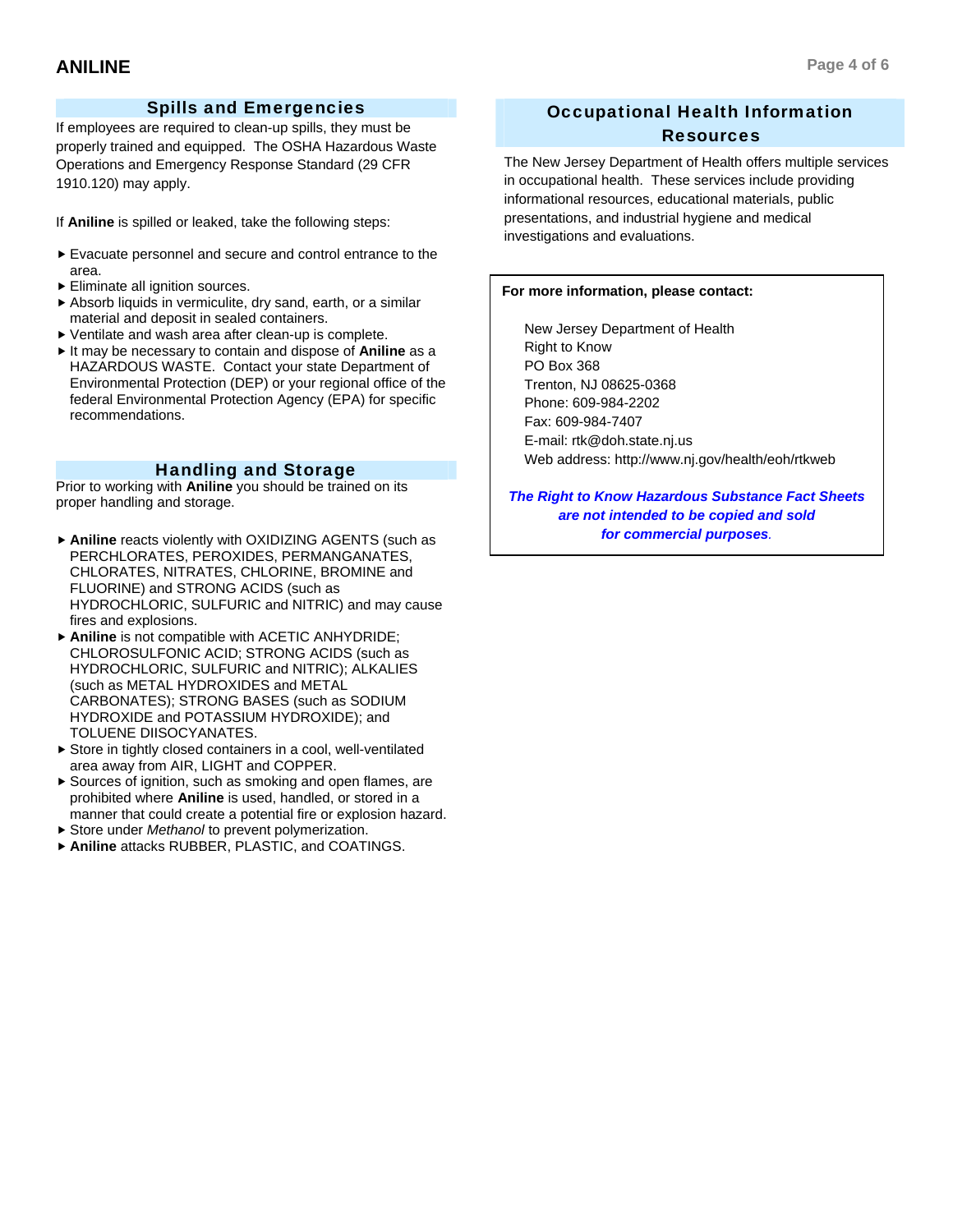## Spills and Emergencies

If employees are required to clean-up spills, they must be properly trained and equipped. The OSHA Hazardous Waste Operations and Emergency Response Standard (29 CFR 1910.120) may apply.

If **Aniline** is spilled or leaked, take the following steps:

- Evacuate personnel and secure and control entrance to the area.
- Eliminate all ignition sources.
- Absorb liquids in vermiculite, dry sand, earth, or a similar material and deposit in sealed containers.
- Ventilate and wash area after clean-up is complete.
- It may be necessary to contain and dispose of **Aniline** as a HAZARDOUS WASTE. Contact your state Department of Environmental Protection (DEP) or your regional office of the federal Environmental Protection Agency (EPA) for specific recommendations.

## Handling and Storage

Prior to working with **Aniline** you should be trained on its proper handling and storage.

- **Aniline** reacts violently with OXIDIZING AGENTS (such as PERCHLORATES, PEROXIDES, PERMANGANATES, CHLORATES, NITRATES, CHLORINE, BROMINE and FLUORINE) and STRONG ACIDS (such as HYDROCHLORIC, SULFURIC and NITRIC) and may cause fires and explosions.
- **Aniline** is not compatible with ACETIC ANHYDRIDE; CHLOROSULFONIC ACID; STRONG ACIDS (such as HYDROCHLORIC, SULFURIC and NITRIC); ALKALIES (such as METAL HYDROXIDES and METAL CARBONATES); STRONG BASES (such as SODIUM HYDROXIDE and POTASSIUM HYDROXIDE); and TOLUENE DIISOCYANATES.
- Store in tightly closed containers in a cool, well-ventilated area away from AIR, LIGHT and COPPER.
- Sources of ignition, such as smoking and open flames, are prohibited where **Aniline** is used, handled, or stored in a manner that could create a potential fire or explosion hazard.
- Store under *Methanol* to prevent polymerization.
- **Aniline** attacks RUBBER, PLASTIC, and COATINGS.

## Occupational Health Information Resources

The New Jersey Department of Health offers multiple services in occupational health. These services include providing informational resources, educational materials, public presentations, and industrial hygiene and medical investigations and evaluations.

**For more information, please contact:**

New Jersey Department of Health
Right to Know
PO Box 368
Trenton, NJ 08625-0368
Phone: 609-984-2202
Fax: 609-984-7407
E-mail: rtk@doh.state.nj.us
Web address: http://www.nj.gov/health/eoh/rtkweb

***The Right to Know Hazardous Substance Fact Sheets are not intended to be copied and sold for commercial purposes.***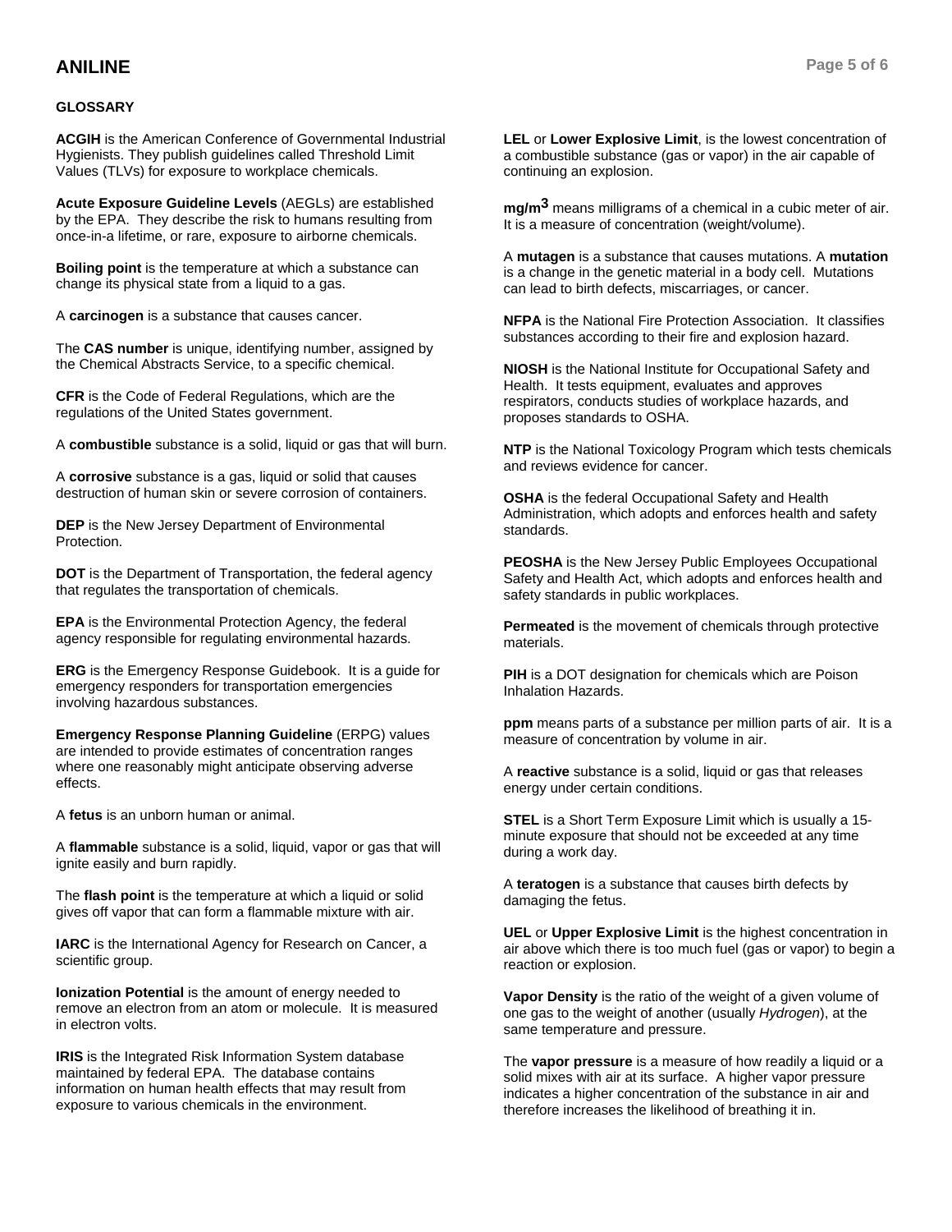**GLOSSARY**

**ACGIH** is the American Conference of Governmental Industrial Hygienists. They publish guidelines called Threshold Limit Values (TLVs) for exposure to workplace chemicals.

**Acute Exposure Guideline Levels** (AEGLs) are established by the EPA. They describe the risk to humans resulting from once-in-a lifetime, or rare, exposure to airborne chemicals.

**Boiling point** is the temperature at which a substance can change its physical state from a liquid to a gas.

A **carcinogen** is a substance that causes cancer.

The **CAS number** is unique, identifying number, assigned by the Chemical Abstracts Service, to a specific chemical.

**CFR** is the Code of Federal Regulations, which are the regulations of the United States government.

A **combustible** substance is a solid, liquid or gas that will burn.

A **corrosive** substance is a gas, liquid or solid that causes destruction of human skin or severe corrosion of containers.

**DEP** is the New Jersey Department of Environmental Protection.

**DOT** is the Department of Transportation, the federal agency that regulates the transportation of chemicals.

**EPA** is the Environmental Protection Agency, the federal agency responsible for regulating environmental hazards.

**ERG** is the Emergency Response Guidebook. It is a guide for emergency responders for transportation emergencies involving hazardous substances.

**Emergency Response Planning Guideline** (ERPG) values are intended to provide estimates of concentration ranges where one reasonably might anticipate observing adverse effects.

A **fetus** is an unborn human or animal.

A **flammable** substance is a solid, liquid, vapor or gas that will ignite easily and burn rapidly.

The **flash point** is the temperature at which a liquid or solid gives off vapor that can form a flammable mixture with air.

**IARC** is the International Agency for Research on Cancer, a scientific group.

**Ionization Potential** is the amount of energy needed to remove an electron from an atom or molecule. It is measured in electron volts.

**IRIS** is the Integrated Risk Information System database maintained by federal EPA. The database contains information on human health effects that may result from exposure to various chemicals in the environment.

**LEL** or **Lower Explosive Limit**, is the lowest concentration of a combustible substance (gas or vapor) in the air capable of continuing an explosion.

**mg/m$^3$** means milligrams of a chemical in a cubic meter of air. It is a measure of concentration (weight/volume).

A **mutagen** is a substance that causes mutations. A **mutation** is a change in the genetic material in a body cell. Mutations can lead to birth defects, miscarriages, or cancer.

**NFPA** is the National Fire Protection Association. It classifies substances according to their fire and explosion hazard.

**NIOSH** is the National Institute for Occupational Safety and Health. It tests equipment, evaluates and approves respirators, conducts studies of workplace hazards, and proposes standards to OSHA.

**NTP** is the National Toxicology Program which tests chemicals and reviews evidence for cancer.

**OSHA** is the federal Occupational Safety and Health Administration, which adopts and enforces health and safety standards.

**PEOSHA** is the New Jersey Public Employees Occupational Safety and Health Act, which adopts and enforces health and safety standards in public workplaces.

**Permeated** is the movement of chemicals through protective materials.

**PIH** is a DOT designation for chemicals which are Poison Inhalation Hazards.

**ppm** means parts of a substance per million parts of air. It is a measure of concentration by volume in air.

A **reactive** substance is a solid, liquid or gas that releases energy under certain conditions.

**STEL** is a Short Term Exposure Limit which is usually a 15-minute exposure that should not be exceeded at any time during a work day.

A **teratogen** is a substance that causes birth defects by damaging the fetus.

**UEL** or **Upper Explosive Limit** is the highest concentration in air above which there is too much fuel (gas or vapor) to begin a reaction or explosion.

**Vapor Density** is the ratio of the weight of a given volume of one gas to the weight of another (usually *Hydrogen*), at the same temperature and pressure.

The **vapor pressure** is a measure of how readily a liquid or a solid mixes with air at its surface. A higher vapor pressure indicates a higher concentration of the substance in air and therefore increases the likelihood of breathing it in.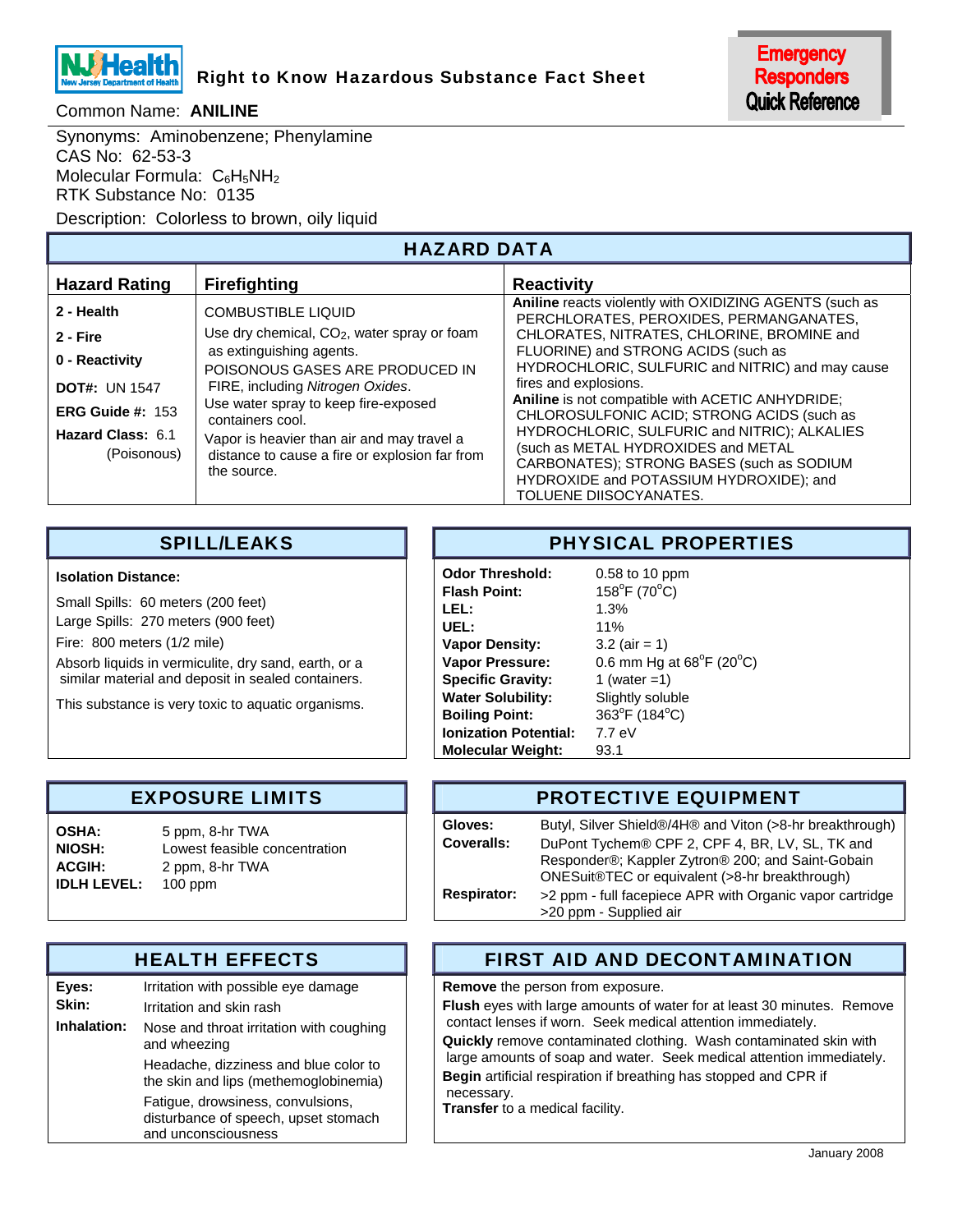**Right to Know Hazardous Substance Fact Sheet**

**Emergency Responders Quick Reference**

Common Name: **ANILINE**

Synonyms: Aminobenzene; Phenylamine
CAS No: 62-53-3
Molecular Formula: $C_6H_5NH_2$
RTK Substance No: 0135

Description: Colorless to brown, oily liquid

## HAZARD DATA

| Hazard Rating | Firefighting | Reactivity |
|---|---|---|
| **2 - Health**<br>**2 - Fire**<br>**0 - Reactivity**<br>**DOT#:** UN 1547<br>**ERG Guide #:** 153<br>**Hazard Class:** 6.1 (Poisonous) | COMBUSTIBLE LIQUID<br>Use dry chemical, $CO_2$, water spray or foam as extinguishing agents.<br>POISONOUS GASES ARE PRODUCED IN FIRE, including *Nitrogen Oxides*.<br>Use water spray to keep fire-exposed containers cool.<br>Vapor is heavier than air and may travel a distance to cause a fire or explosion far from the source. | **Aniline** reacts violently with OXIDIZING AGENTS (such as PERCHLORATES, PEROXIDES, PERMANGANATES, CHLORATES, NITRATES, CHLORINE, BROMINE and FLUORINE) and STRONG ACIDS (such as HYDROCHLORIC, SULFURIC and NITRIC) and may cause fires and explosions.<br>**Aniline** is not compatible with ACETIC ANHYDRIDE; CHLOROSULFONIC ACID; STRONG ACIDS (such as HYDROCHLORIC, SULFURIC and NITRIC); ALKALIES (such as METAL HYDROXIDES and METAL CARBONATES); STRONG BASES (such as SODIUM HYDROXIDE and POTASSIUM HYDROXIDE); and TOLUENE DIISOCYANATES. |

## SPILL/LEAKS

**Isolation Distance:**

Small Spills: 60 meters (200 feet)
Large Spills: 270 meters (900 feet)
Fire: 800 meters (1/2 mile)

Absorb liquids in vermiculite, dry sand, earth, or a similar material and deposit in sealed containers.

This substance is very toxic to aquatic organisms.

## PHYSICAL PROPERTIES

| | |
|---|---|
| **Odor Threshold:** | 0.58 to 10 ppm |
| **Flash Point:** | 158°F (70°C) |
| **LEL:** | 1.3% |
| **UEL:** | 11% |
| **Vapor Density:** | 3.2 (air = 1) |
| **Vapor Pressure:** | 0.6 mm Hg at 68°F (20°C) |
| **Specific Gravity:** | 1 (water =1) |
| **Water Solubility:** | Slightly soluble |
| **Boiling Point:** | 363°F (184°C) |
| **Ionization Potential:** | 7.7 eV |
| **Molecular Weight:** | 93.1 |

## EXPOSURE LIMITS

| | |
|---|---|
| **OSHA:** | 5 ppm, 8-hr TWA |
| **NIOSH:** | Lowest feasible concentration |
| **ACGIH:** | 2 ppm, 8-hr TWA |
| **IDLH LEVEL:** | 100 ppm |

## PROTECTIVE EQUIPMENT

| | |
|---|---|
| **Gloves:** | Butyl, Silver Shield®/4H® and Viton (>8-hr breakthrough) |
| **Coveralls:** | DuPont Tychem® CPF 2, CPF 4, BR, LV, SL, TK and Responder®; Kappler Zytron® 200; and Saint-Gobain ONESuit®TEC or equivalent (>8-hr breakthrough) |
| **Respirator:** | >2 ppm - full facepiece APR with Organic vapor cartridge<br>>20 ppm - Supplied air |

## HEALTH EFFECTS

| | |
|---|---|
| **Eyes:** | Irritation with possible eye damage |
| **Skin:** | Irritation and skin rash |
| **Inhalation:** | Nose and throat irritation with coughing and wheezing<br>Headache, dizziness and blue color to the skin and lips (methemoglobinemia)<br>Fatigue, drowsiness, convulsions, disturbance of speech, upset stomach and unconsciousness |

## FIRST AID AND DECONTAMINATION

**Remove** the person from exposure.

**Flush** eyes with large amounts of water for at least 30 minutes. Remove contact lenses if worn. Seek medical attention immediately.

**Quickly** remove contaminated clothing. Wash contaminated skin with large amounts of soap and water. Seek medical attention immediately.

**Begin** artificial respiration if breathing has stopped and CPR if necessary.

**Transfer** to a medical facility.

January 2008